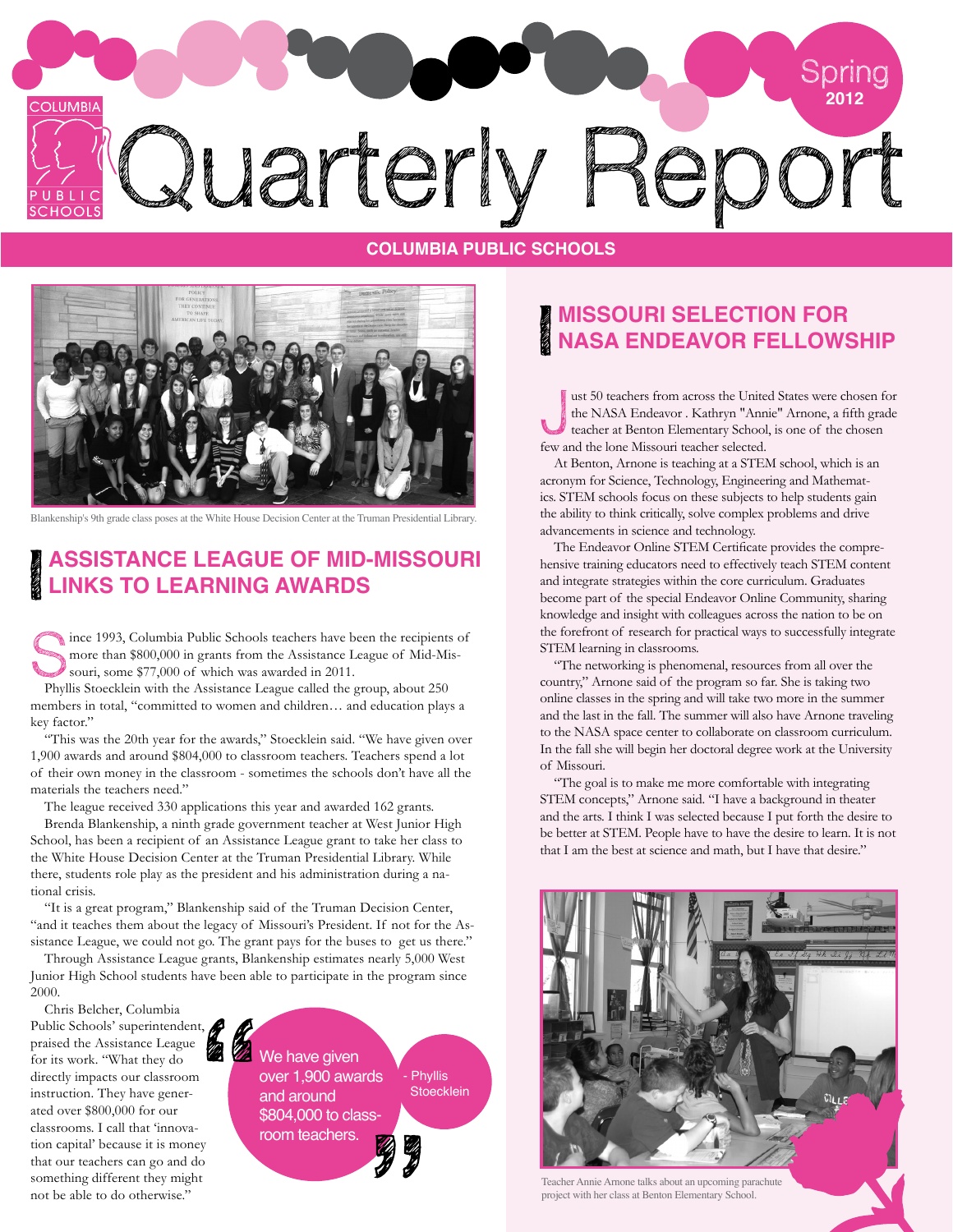# Quarterly Report

Spring 2012

COLUMBIA PUBLIC SCHOOLS

Blankenship's 9th grade class poses at the White House Decision Center at the Truman Presidential Library.

## ASSISTANCE LEAGUE OF MID-MISSOURI LINKS TO LEARNING AWARDS

Since 1993, Columbia Public Schools teachers have been the recipients of more than $800,000 in grants from the Assistance League of Mid-Missouri, some $77,000 of which was awarded in 2011.

Phyllis Stoecklein with the Assistance League called the group, about 250 members in total, "committed to women and children… and education plays a key factor."

"This was the 20th year for the awards," Stoecklein said. "We have given over 1,900 awards and around $804,000 to classroom teachers. Teachers spend a lot of their own money in the classroom - sometimes the schools don't have all the materials the teachers need."

The league received 330 applications this year and awarded 162 grants.

Brenda Blankenship, a ninth grade government teacher at West Junior High School, has been a recipient of an Assistance League grant to take her class to the White House Decision Center at the Truman Presidential Library. While there, students role play as the president and his administration during a national crisis.

"It is a great program," Blankenship said of the Truman Decision Center, "and it teaches them about the legacy of Missouri's President. If not for the Assistance League, we could not go. The grant pays for the buses to get us there."

Through Assistance League grants, Blankenship estimates nearly 5,000 West Junior High School students have been able to participate in the program since 2000.

Chris Belcher, Columbia Public Schools' superintendent, praised the Assistance League for its work. "What they do directly impacts our classroom instruction. They have generated over $800,000 for our classrooms. I call that 'innovation capital' because it is money that our teachers can go and do something different they might not be able to do otherwise."

> "We have given over 1,900 awards and around $804,000 to classroom teachers."
> - Phyllis Stoecklein

## MISSOURI SELECTION FOR NASA ENDEAVOR FELLOWSHIP

Just 50 teachers from across the United States were chosen for the NASA Endeavor . Kathryn "Annie" Arnone, a fifth grade teacher at Benton Elementary School, is one of the chosen few and the lone Missouri teacher selected.

At Benton, Arnone is teaching at a STEM school, which is an acronym for Science, Technology, Engineering and Mathematics. STEM schools focus on these subjects to help students gain the ability to think critically, solve complex problems and drive advancements in science and technology.

The Endeavor Online STEM Certificate provides the comprehensive training educators need to effectively teach STEM content and integrate strategies within the core curriculum. Graduates become part of the special Endeavor Online Community, sharing knowledge and insight with colleagues across the nation to be on the forefront of research for practical ways to successfully integrate STEM learning in classrooms.

"The networking is phenomenal, resources from all over the country," Arnone said of the program so far. She is taking two online classes in the spring and will take two more in the summer and the last in the fall. The summer will also have Arnone traveling to the NASA space center to collaborate on classroom curriculum. In the fall she will begin her doctoral degree work at the University of Missouri.

"The goal is to make me more comfortable with integrating STEM concepts," Arnone said. "I have a background in theater and the arts. I think I was selected because I put forth the desire to be better at STEM. People have to have the desire to learn. It is not that I am the best at science and math, but I have that desire."

Teacher Annie Arnone talks about an upcoming parachute project with her class at Benton Elementary School.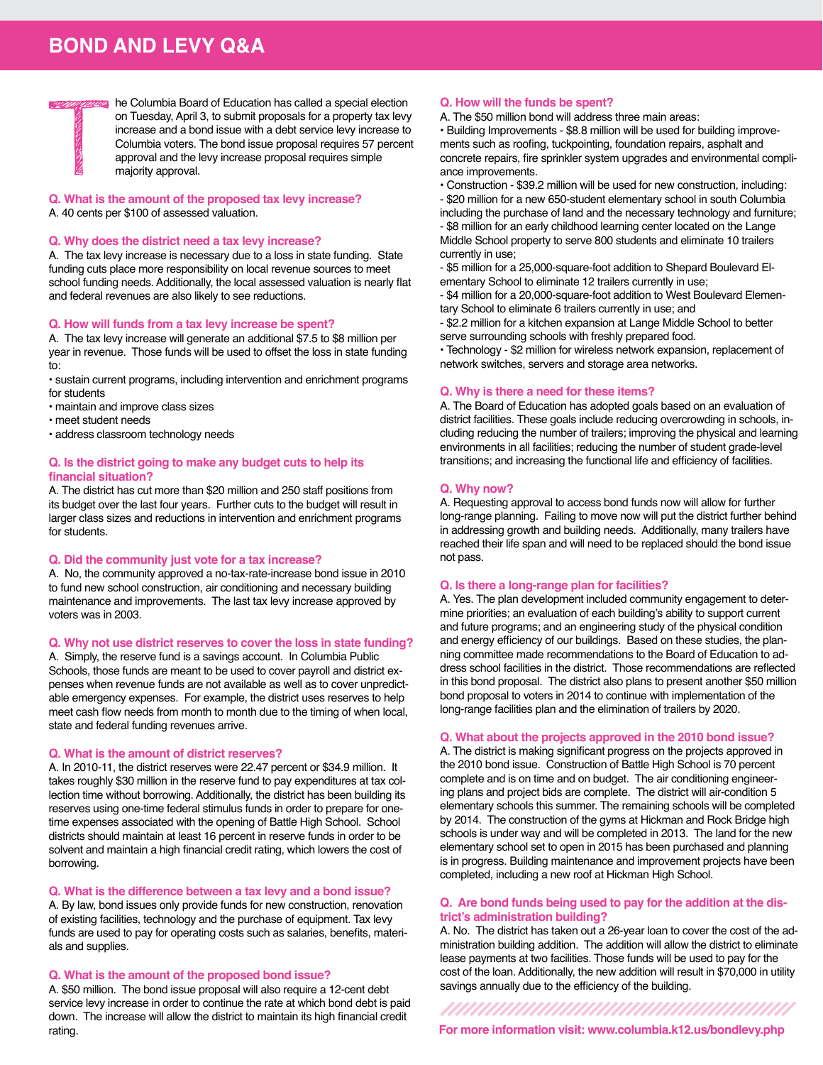# BOND AND LEVY Q&A

The Columbia Board of Education has called a special election on Tuesday, April 3, to submit proposals for a property tax levy increase and a bond issue with a debt service levy increase to Columbia voters. The bond issue proposal requires 57 percent approval and the levy increase proposal requires simple majority approval.

**Q. What is the amount of the proposed tax levy increase?**

A. 40 cents per $100 of assessed valuation.

**Q. Why does the district need a tax levy increase?**

A. The tax levy increase is necessary due to a loss in state funding. State funding cuts place more responsibility on local revenue sources to meet school funding needs. Additionally, the local assessed valuation is nearly flat and federal revenues are also likely to see reductions.

**Q. How will funds from a tax levy increase be spent?**

A. The tax levy increase will generate an additional $7.5 to $8 million per year in revenue. Those funds will be used to offset the loss in state funding to:

- sustain current programs, including intervention and enrichment programs for students
- maintain and improve class sizes
- meet student needs
- address classroom technology needs

**Q. Is the district going to make any budget cuts to help its financial situation?**

A. The district has cut more than $20 million and 250 staff positions from its budget over the last four years. Further cuts to the budget will result in larger class sizes and reductions in intervention and enrichment programs for students.

**Q. Did the community just vote for a tax increase?**

A. No, the community approved a no-tax-rate-increase bond issue in 2010 to fund new school construction, air conditioning and necessary building maintenance and improvements. The last tax levy increase approved by voters was in 2003.

**Q. Why not use district reserves to cover the loss in state funding?**

A. Simply, the reserve fund is a savings account. In Columbia Public Schools, those funds are meant to be used to cover payroll and district expenses when revenue funds are not available as well as to cover unpredictable emergency expenses. For example, the district uses reserves to help meet cash flow needs from month to month due to the timing of when local, state and federal funding revenues arrive.

**Q. What is the amount of district reserves?**

A. In 2010-11, the district reserves were 22.47 percent or $34.9 million. It takes roughly $30 million in the reserve fund to pay expenditures at tax collection time without borrowing. Additionally, the district has been building its reserves using one-time federal stimulus funds in order to prepare for one-time expenses associated with the opening of Battle High School. School districts should maintain at least 16 percent in reserve funds in order to be solvent and maintain a high financial credit rating, which lowers the cost of borrowing.

**Q. What is the difference between a tax levy and a bond issue?**

A. By law, bond issues only provide funds for new construction, renovation of existing facilities, technology and the purchase of equipment. Tax levy funds are used to pay for operating costs such as salaries, benefits, materials and supplies.

**Q. What is the amount of the proposed bond issue?**

A. $50 million. The bond issue proposal will also require a 12-cent debt service levy increase in order to continue the rate at which bond debt is paid down. The increase will allow the district to maintain its high financial credit rating.

**Q. How will the funds be spent?**

A. The $50 million bond will address three main areas:

- Building Improvements - $8.8 million will be used for building improvements such as roofing, tuckpointing, foundation repairs, asphalt and concrete repairs, fire sprinkler system upgrades and environmental compliance improvements.
- Construction - $39.2 million will be used for new construction, including:
  - $20 million for a new 650-student elementary school in south Columbia including the purchase of land and the necessary technology and furniture;
  - $8 million for an early childhood learning center located on the Lange Middle School property to serve 800 students and eliminate 10 trailers currently in use;
  - $5 million for a 25,000-square-foot addition to Shepard Boulevard Elementary School to eliminate 12 trailers currently in use;
  - $4 million for a 20,000-square-foot addition to West Boulevard Elementary School to eliminate 6 trailers currently in use; and
  - $2.2 million for a kitchen expansion at Lange Middle School to better serve surrounding schools with freshly prepared food.
- Technology - $2 million for wireless network expansion, replacement of network switches, servers and storage area networks.

**Q. Why is there a need for these items?**

A. The Board of Education has adopted goals based on an evaluation of district facilities. These goals include reducing overcrowding in schools, including reducing the number of trailers; improving the physical and learning environments in all facilities; reducing the number of student grade-level transitions; and increasing the functional life and efficiency of facilities.

**Q. Why now?**

A. Requesting approval to access bond funds now will allow for further long-range planning. Failing to move now will put the district further behind in addressing growth and building needs. Additionally, many trailers have reached their life span and will need to be replaced should the bond issue not pass.

**Q. Is there a long-range plan for facilities?**

A. Yes. The plan development included community engagement to determine priorities; an evaluation of each building's ability to support current and future programs; and an engineering study of the physical condition and energy efficiency of our buildings. Based on these studies, the planning committee made recommendations to the Board of Education to address school facilities in the district. Those recommendations are reflected in this bond proposal. The district also plans to present another $50 million bond proposal to voters in 2014 to continue with implementation of the long-range facilities plan and the elimination of trailers by 2020.

**Q. What about the projects approved in the 2010 bond issue?**

A. The district is making significant progress on the projects approved in the 2010 bond issue. Construction of Battle High School is 70 percent complete and is on time and on budget. The air conditioning engineering plans and project bids are complete. The district will air-condition 5 elementary schools this summer. The remaining schools will be completed by 2014. The construction of the gyms at Hickman and Rock Bridge high schools is under way and will be completed in 2013. The land for the new elementary school set to open in 2015 has been purchased and planning is in progress. Building maintenance and improvement projects have been completed, including a new roof at Hickman High School.

**Q. Are bond funds being used to pay for the addition at the district's administration building?**

A. No. The district has taken out a 26-year loan to cover the cost of the administration building addition. The addition will allow the district to eliminate lease payments at two facilities. Those funds will be used to pay for the cost of the loan. Additionally, the new addition will result in $70,000 in utility savings annually due to the efficiency of the building.

**For more information visit: www.columbia.k12.us/bondlevy.php**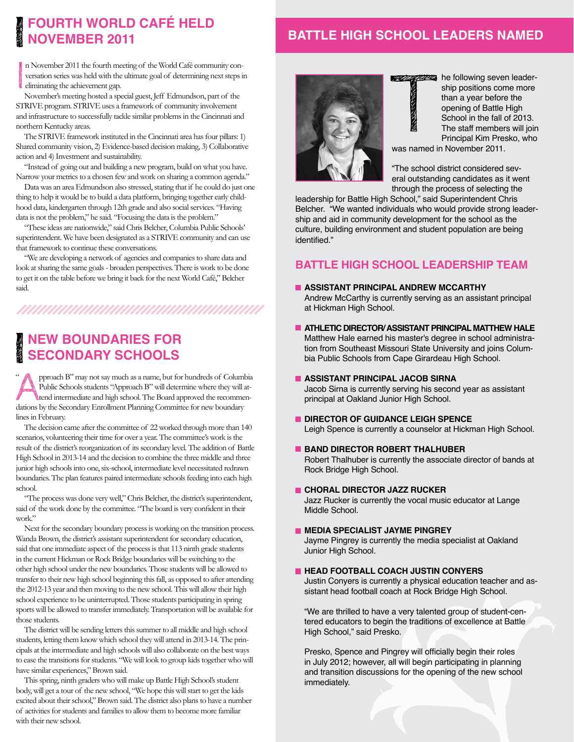## FOURTH WORLD CAFÉ HELD NOVEMBER 2011

In November 2011 the fourth meeting of the World Café community conversation series was held with the ultimate goal of determining next steps in eliminating the achievement gap.

November's meeting hosted a special guest, Jeff Edmundson, part of the STRIVE program. STRIVE uses a framework of community involvement and infrastructure to successfully tackle similar problems in the Cincinnati and northern Kentucky areas.

The STRIVE framework instituted in the Cincinnati area has four pillars: 1) Shared community vision, 2) Evidence-based decision making, 3) Collaborative action and 4) Investment and sustainability.

"Instead of going out and building a new program, build on what you have. Narrow your metrics to a chosen few and work on sharing a common agenda."

Data was an area Edmundson also stressed, stating that if he could do just one thing to help it would be to build a data platform, bringing together early childhood data, kindergarten through 12th grade and also social services. "Having data is not the problem," he said. "Focusing the data is the problem."

"These ideas are nationwide," said Chris Belcher, Columbia Public Schools' superintendent. We have been designated as a STRIVE community and can use that framework to continue these conversations.

"We are developing a network of agencies and companies to share data and look at sharing the same goals - broaden perspectives. There is work to be done to get it on the table before we bring it back for the next World Café," Belcher said.

## NEW BOUNDARIES FOR SECONDARY SCHOOLS

"Approach B" may not say much as a name, but for hundreds of Columbia Public Schools students "Approach B" will determine where they will attend intermediate and high school. The Board approved the recommendations by the Secondary Enrollment Planning Committee for new boundary lines in February.

The decision came after the committee of 22 worked through more than 140 scenarios, volunteering their time for over a year. The committee's work is the result of the district's reorganization of its secondary level. The addition of Battle High School in 2013-14 and the decision to combine the three middle and three junior high schools into one, six-school, intermediate level necessitated redrawn boundaries. The plan features paired intermediate schools feeding into each high school.

"The process was done very well," Chris Belcher, the district's superintendent, said of the work done by the committee. "The board is very confident in their work."

Next for the secondary boundary process is working on the transition process. Wanda Brown, the district's assistant superintendent for secondary education, said that one immediate aspect of the process is that 113 ninth grade students in the current Hickman or Rock Bridge boundaries will be switching to the other high school under the new boundaries. Those students will be allowed to transfer to their new high school beginning this fall, as opposed to after attending the 2012-13 year and then moving to the new school. This will allow their high school experience to be uninterrupted. Those students participating in spring sports will be allowed to transfer immediately. Transportation will be available for those students.

The district will be sending letters this summer to all middle and high school students, letting them know which school they will attend in 2013-14. The principals at the intermediate and high schools will also collaborate on the best ways to ease the transitions for students. "We will look to group kids together who will have similar experiences," Brown said.

This spring, ninth graders who will make up Battle High School's student body, will get a tour of the new school, "We hope this will start to get the kids excited about their school," Brown said. The district also plans to have a number of activities for students and families to allow them to become more familiar with their new school.

## BATTLE HIGH SCHOOL LEADERS NAMED

The following seven leadership positions come more than a year before the opening of Battle High School in the fall of 2013. The staff members will join Principal Kim Presko, who was named in November 2011.

"The school district considered several outstanding candidates as it went through the process of selecting the leadership for Battle High School," said Superintendent Chris Belcher. "We wanted individuals who would provide strong leadership and aid in community development for the school as the culture, building environment and student population are being identified."

### BATTLE HIGH SCHOOL LEADERSHIP TEAM

- **ASSISTANT PRINCIPAL ANDREW MCCARTHY**
  Andrew McCarthy is currently serving as an assistant principal at Hickman High School.

- **ATHLETIC DIRECTOR/ ASSISTANT PRINCIPAL MATTHEW HALE**
  Matthew Hale earned his master's degree in school administration from Southeast Missouri State University and joins Columbia Public Schools from Cape Girardeau High School.

- **ASSISTANT PRINCIPAL JACOB SIRNA**
  Jacob Sirna is currently serving his second year as assistant principal at Oakland Junior High School.

- **DIRECTOR OF GUIDANCE LEIGH SPENCE**
  Leigh Spence is currently a counselor at Hickman High School.

- **BAND DIRECTOR ROBERT THALHUBER**
  Robert Thalhuber is currently the associate director of bands at Rock Bridge High School.

- **CHORAL DIRECTOR JAZZ RUCKER**
  Jazz Rucker is currently the vocal music educator at Lange Middle School.

- **MEDIA SPECIALIST JAYME PINGREY**
  Jayme Pingrey is currently the media specialist at Oakland Junior High School.

- **HEAD FOOTBALL COACH JUSTIN CONYERS**
  Justin Conyers is currently a physical education teacher and assistant head football coach at Rock Bridge High School.

"We are thrilled to have a very talented group of student-centered educators to begin the traditions of excellence at Battle High School," said Presko.

Presko, Spence and Pingrey will officially begin their roles in July 2012; however, all will begin participating in planning and transition discussions for the opening of the new school immediately.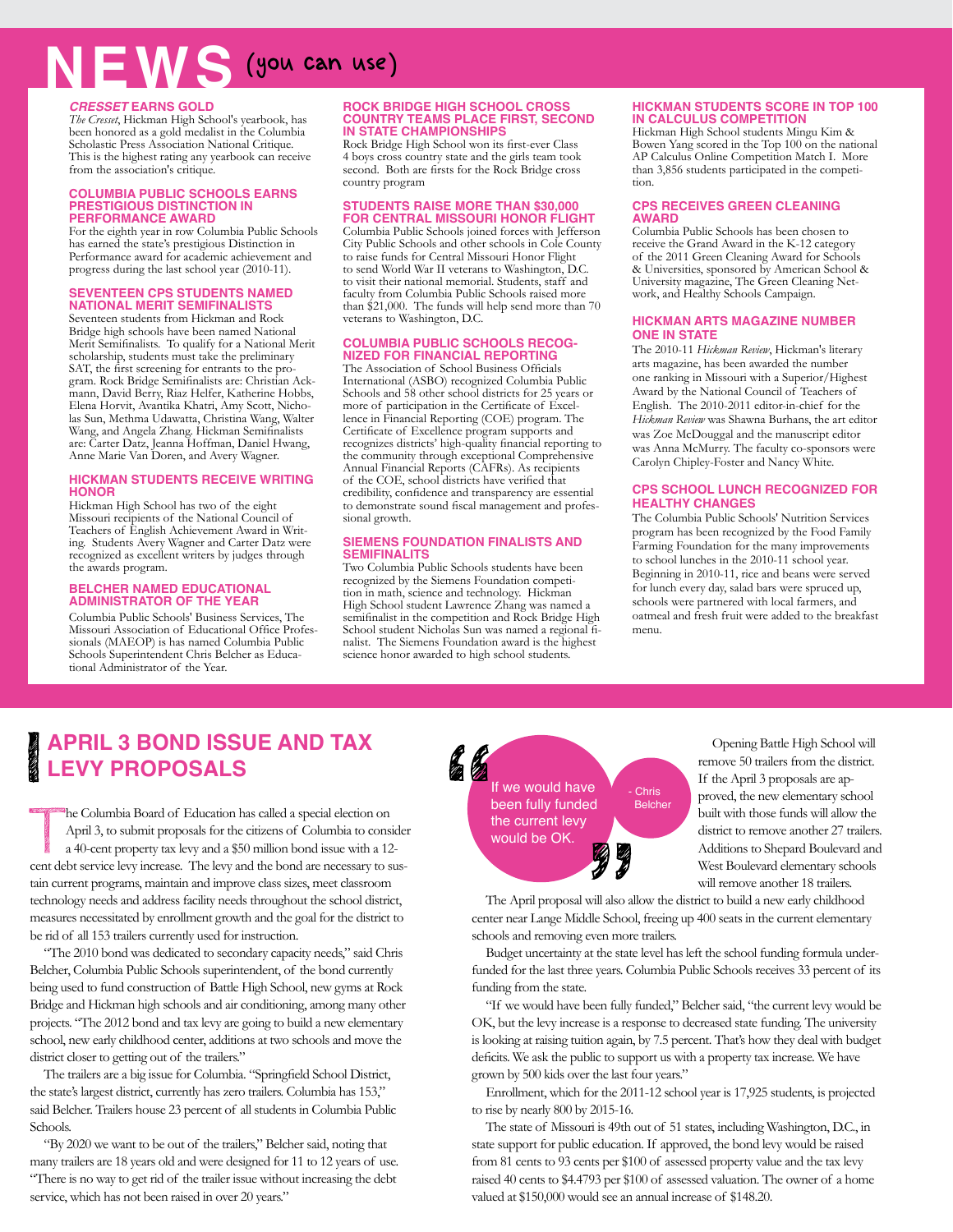# NEWS (you can use)

### *CRESSET* EARNS GOLD

*The Cresset*, Hickman High School's yearbook, has been honored as a gold medalist in the Columbia Scholastic Press Association National Critique. This is the highest rating any yearbook can receive from the association's critique.

### COLUMBIA PUBLIC SCHOOLS EARNS PRESTIGIOUS DISTINCTION IN PERFORMANCE AWARD

For the eighth year in row Columbia Public Schools has earned the state's prestigious Distinction in Performance award for academic achievement and progress during the last school year (2010-11).

### SEVENTEEN CPS STUDENTS NAMED NATIONAL MERIT SEMIFINALISTS

Seventeen students from Hickman and Rock Bridge high schools have been named National Merit Semifinalists. To qualify for a National Merit scholarship, students must take the preliminary SAT, the first screening for entrants to the program. Rock Bridge Semifinalists are: Christian Ackmann, David Berry, Riaz Helfer, Katherine Hobbs, Elena Horvit, Avantika Khatri, Amy Scott, Nicholas Sun, Methma Udawatta, Christina Wang, Walter Wang, and Angela Zhang. Hickman Semifinalists are: Carter Datz, Jeanna Hoffman, Daniel Hwang, Anne Marie Van Doren, and Avery Wagner.

### HICKMAN STUDENTS RECEIVE WRITING HONOR

Hickman High School has two of the eight Missouri recipients of the National Council of Teachers of English Achievement Award in Writing. Students Avery Wagner and Carter Datz were recognized as excellent writers by judges through the awards program.

### BELCHER NAMED EDUCATIONAL ADMINISTRATOR OF THE YEAR

Columbia Public Schools' Business Services, The Missouri Association of Educational Office Professionals (MAEOP) is has named Columbia Public Schools Superintendent Chris Belcher as Educational Administrator of the Year.

### ROCK BRIDGE HIGH SCHOOL CROSS COUNTRY TEAMS PLACE FIRST, SECOND IN STATE CHAMPIONSHIPS

Rock Bridge High School won its first-ever Class 4 boys cross country state and the girls team took second. Both are firsts for the Rock Bridge cross country program

### STUDENTS RAISE MORE THAN $30,000 FOR CENTRAL MISSOURI HONOR FLIGHT

Columbia Public Schools joined forces with Jefferson City Public Schools and other schools in Cole County to raise funds for Central Missouri Honor Flight to send World War II veterans to Washington, D.C. to visit their national memorial. Students, staff and faculty from Columbia Public Schools raised more than $21,000. The funds will help send more than 70 veterans to Washington, D.C.

### COLUMBIA PUBLIC SCHOOLS RECOGNIZED FOR FINANCIAL REPORTING

The Association of School Business Officials International (ASBO) recognized Columbia Public Schools and 58 other school districts for 25 years or more of participation in the Certificate of Excellence in Financial Reporting (COE) program. The Certificate of Excellence program supports and recognizes districts' high-quality financial reporting to the community through exceptional Comprehensive Annual Financial Reports (CAFRs). As recipients of the COE, school districts have verified that credibility, confidence and transparency are essential to demonstrate sound fiscal management and professional growth.

### SIEMENS FOUNDATION FINALISTS AND SEMIFINALITS

Two Columbia Public Schools students have been recognized by the Siemens Foundation competition in math, science and technology. Hickman High School student Lawrence Zhang was named a semifinalist in the competition and Rock Bridge High School student Nicholas Sun was named a regional finalist. The Siemens Foundation award is the highest science honor awarded to high school students.

### HICKMAN STUDENTS SCORE IN TOP 100 IN CALCULUS COMPETITION

Hickman High School students Mingu Kim & Bowen Yang scored in the Top 100 on the national AP Calculus Online Competition Match I. More than 3,856 students participated in the competition.

### CPS RECEIVES GREEN CLEANING AWARD

Columbia Public Schools has been chosen to receive the Grand Award in the K-12 category of the 2011 Green Cleaning Award for Schools & Universities, sponsored by American School & University magazine, The Green Cleaning Network, and Healthy Schools Campaign.

### HICKMAN ARTS MAGAZINE NUMBER ONE IN STATE

The 2010-11 *Hickman Review*, Hickman's literary arts magazine, has been awarded the number one ranking in Missouri with a Superior/Highest Award by the National Council of Teachers of English. The 2010-2011 editor-in-chief for the *Hickman Review* was Shawna Burhans, the art editor was Zoe McDouggal and the manuscript editor was Anna McMurry. The faculty co-sponsors were Carolyn Chipley-Foster and Nancy White.

### CPS SCHOOL LUNCH RECOGNIZED FOR HEALTHY CHANGES

The Columbia Public Schools' Nutrition Services program has been recognized by the Food Family Farming Foundation for the many improvements to school lunches in the 2010-11 school year. Beginning in 2010-11, rice and beans were served for lunch every day, salad bars were spruced up, schools were partnered with local farmers, and oatmeal and fresh fruit were added to the breakfast menu.

## APRIL 3 BOND ISSUE AND TAX LEVY PROPOSALS

The Columbia Board of Education has called a special election on April 3, to submit proposals for the citizens of Columbia to consider a 40-cent property tax levy and a $50 million bond issue with a 12-cent debt service levy increase. The levy and the bond are necessary to sustain current programs, maintain and improve class sizes, meet classroom technology needs and address facility needs throughout the school district, measures necessitated by enrollment growth and the goal for the district to be rid of all 153 trailers currently used for instruction.

"The 2010 bond was dedicated to secondary capacity needs," said Chris Belcher, Columbia Public Schools superintendent, of the bond currently being used to fund construction of Battle High School, new gyms at Rock Bridge and Hickman high schools and air conditioning, among many other projects. "The 2012 bond and tax levy are going to build a new elementary school, new early childhood center, additions at two schools and move the district closer to getting out of the trailers."

The trailers are a big issue for Columbia. "Springfield School District, the state's largest district, currently has zero trailers. Columbia has 153," said Belcher. Trailers house 23 percent of all students in Columbia Public Schools.

"By 2020 we want to be out of the trailers," Belcher said, noting that many trailers are 18 years old and were designed for 11 to 12 years of use. "There is no way to get rid of the trailer issue without increasing the debt service, which has not been raised in over 20 years."

> "If we would have been fully funded the current levy would be OK."
> - Chris Belcher

Opening Battle High School will remove 50 trailers from the district. If the April 3 proposals are approved, the new elementary school built with those funds will allow the district to remove another 27 trailers. Additions to Shepard Boulevard and West Boulevard elementary schools will remove another 18 trailers.

The April proposal will also allow the district to build a new early childhood center near Lange Middle School, freeing up 400 seats in the current elementary schools and removing even more trailers.

Budget uncertainty at the state level has left the school funding formula underfunded for the last three years. Columbia Public Schools receives 33 percent of its funding from the state.

"If we would have been fully funded," Belcher said, "the current levy would be OK, but the levy increase is a response to decreased state funding. The university is looking at raising tuition again, by 7.5 percent. That's how they deal with budget deficits. We ask the public to support us with a property tax increase. We have grown by 500 kids over the last four years."

Enrollment, which for the 2011-12 school year is 17,925 students, is projected to rise by nearly 800 by 2015-16.

The state of Missouri is 49th out of 51 states, including Washington, D.C., in state support for public education. If approved, the bond levy would be raised from 81 cents to 93 cents per $100 of assessed property value and the tax levy raised 40 cents to $4.4793 per $100 of assessed valuation. The owner of a home valued at $150,000 would see an annual increase of $148.20.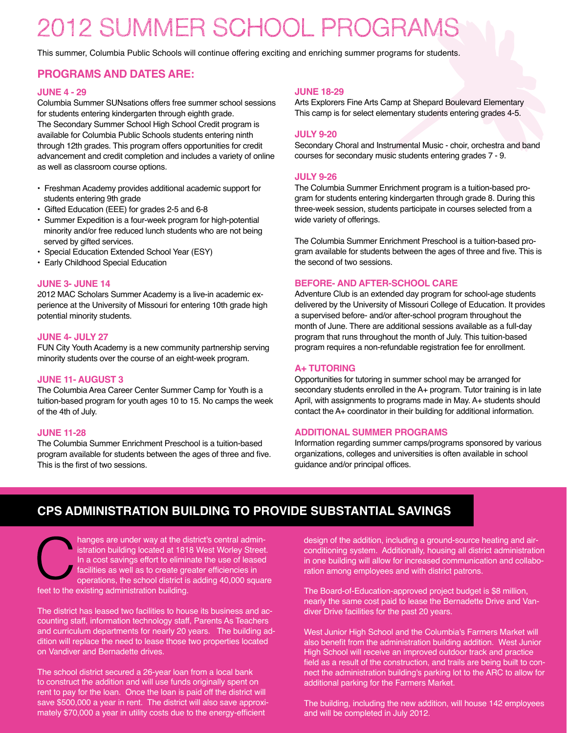# 2012 SUMMER SCHOOL PROGRAMS

This summer, Columbia Public Schools will continue offering exciting and enriching summer programs for students.

## PROGRAMS AND DATES ARE:

### JUNE 4 - 29

Columbia Summer SUNsations offers free summer school sessions for students entering kindergarten through eighth grade. The Secondary Summer School High School Credit program is available for Columbia Public Schools students entering ninth through 12th grades. This program offers opportunities for credit advancement and credit completion and includes a variety of online as well as classroom course options.

- Freshman Academy provides additional academic support for students entering 9th grade
- Gifted Education (EEE) for grades 2-5 and 6-8
- Summer Expedition is a four-week program for high-potential minority and/or free reduced lunch students who are not being served by gifted services.
- Special Education Extended School Year (ESY)
- Early Childhood Special Education

### JUNE 3- JUNE 14

2012 MAC Scholars Summer Academy is a live-in academic experience at the University of Missouri for entering 10th grade high potential minority students.

### JUNE 4- JULY 27

FUN City Youth Academy is a new community partnership serving minority students over the course of an eight-week program.

### JUNE 11- AUGUST 3

The Columbia Area Career Center Summer Camp for Youth is a tuition-based program for youth ages 10 to 15. No camps the week of the 4th of July.

### JUNE 11-28

The Columbia Summer Enrichment Preschool is a tuition-based program available for students between the ages of three and five. This is the first of two sessions.

### JUNE 18-29

Arts Explorers Fine Arts Camp at Shepard Boulevard Elementary This camp is for select elementary students entering grades 4-5.

### JULY 9-20

Secondary Choral and Instrumental Music - choir, orchestra and band courses for secondary music students entering grades 7 - 9.

### JULY 9-26

The Columbia Summer Enrichment program is a tuition-based program for students entering kindergarten through grade 8. During this three-week session, students participate in courses selected from a wide variety of offerings.

The Columbia Summer Enrichment Preschool is a tuition-based program available for students between the ages of three and five. This is the second of two sessions.

### BEFORE- AND AFTER-SCHOOL CARE

Adventure Club is an extended day program for school-age students delivered by the University of Missouri College of Education. It provides a supervised before- and/or after-school program throughout the month of June. There are additional sessions available as a full-day program that runs throughout the month of July. This tuition-based program requires a non-refundable registration fee for enrollment.

### A+ TUTORING

Opportunities for tutoring in summer school may be arranged for secondary students enrolled in the A+ program. Tutor training is in late April, with assignments to programs made in May. A+ students should contact the A+ coordinator in their building for additional information.

### ADDITIONAL SUMMER PROGRAMS

Information regarding summer camps/programs sponsored by various organizations, colleges and universities is often available in school guidance and/or principal offices.

## CPS ADMINISTRATION BUILDING TO PROVIDE SUBSTANTIAL SAVINGS

Changes are under way at the district's central administration building located at 1818 West Worley Street. In a cost savings effort to eliminate the use of leased facilities as well as to create greater efficiencies in operations, the school district is adding 40,000 square feet to the existing administration building.

The district has leased two facilities to house its business and accounting staff, information technology staff, Parents As Teachers and curriculum departments for nearly 20 years. The building addition will replace the need to lease those two properties located on Vandiver and Bernadette drives.

The school district secured a 26-year loan from a local bank to construct the addition and will use funds originally spent on rent to pay for the loan. Once the loan is paid off the district will save $500,000 a year in rent. The district will also save approximately $70,000 a year in utility costs due to the energy-efficient design of the addition, including a ground-source heating and air-conditioning system. Additionally, housing all district administration in one building will allow for increased communication and collaboration among employees and with district patrons.

The Board-of-Education-approved project budget is $8 million, nearly the same cost paid to lease the Bernadette Drive and Vandiver Drive facilities for the past 20 years.

West Junior High School and the Columbia's Farmers Market will also benefit from the administration building addition. West Junior High School will receive an improved outdoor track and practice field as a result of the construction, and trails are being built to connect the administration building's parking lot to the ARC to allow for additional parking for the Farmers Market.

The building, including the new addition, will house 142 employees and will be completed in July 2012.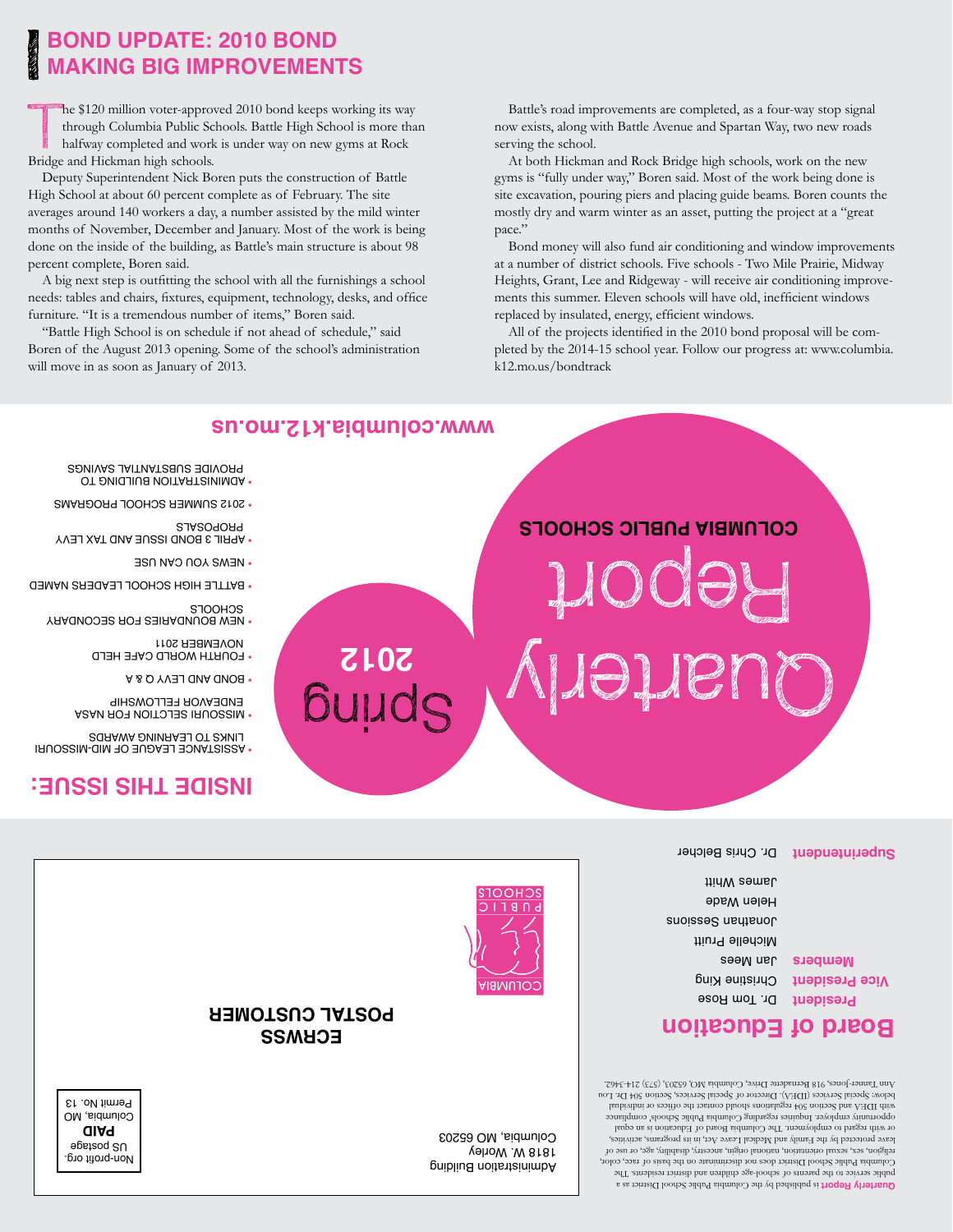## BOND UPDATE: 2010 BOND MAKING BIG IMPROVEMENTS

The $120 million voter-approved 2010 bond keeps working its way through Columbia Public Schools. Battle High School is more than halfway completed and work is under way on new gyms at Rock Bridge and Hickman high schools.

Deputy Superintendent Nick Boren puts the construction of Battle High School at about 60 percent complete as of February. The site averages around 140 workers a day, a number assisted by the mild winter months of November, December and January. Most of the work is being done on the inside of the building, as Battle's main structure is about 98 percent complete, Boren said.

A big next step is outfitting the school with all the furnishings a school needs: tables and chairs, fixtures, equipment, technology, desks, and office furniture. "It is a tremendous number of items," Boren said.

"Battle High School is on schedule if not ahead of schedule," said Boren of the August 2013 opening. Some of the school's administration will move in as soon as January of 2013.

Battle's road improvements are completed, as a four-way stop signal now exists, along with Battle Avenue and Spartan Way, two new roads serving the school.

At both Hickman and Rock Bridge high schools, work on the new gyms is "fully under way," Boren said. Most of the work being done is site excavation, pouring piers and placing guide beams. Boren counts the mostly dry and warm winter as an asset, putting the project at a "great pace."

Bond money will also fund air conditioning and window improvements at a number of district schools. Five schools - Two Mile Prairie, Midway Heights, Grant, Lee and Ridgeway - will receive air conditioning improvements this summer. Eleven schools will have old, inefficient windows replaced by insulated, energy, efficient windows.

All of the projects identified in the 2010 bond proposal will be completed by the 2014-15 school year. Follow our progress at: www.columbia.k12.mo.us/bondtrack

**www.columbia.k12.mo.us**

# Quarterly Report

**COLUMBIA PUBLIC SCHOOLS**

Spring **2012**

## INSIDE THIS ISSUE:

- ASSISTANCE LEAGUE OF MID-MISSOURI LINKS TO LEARNING AWARDS
- MISSOURI SELECTION FOR NASA ENDEAVOR FELLOWSHIP
- BOND AND LEVY Q & A
- FOURTH WORLD CAFE HELD NOVEMBER 2011
- NEW BOUNDARIES FOR SECONDARY SCHOOLS
- BATTLE HIGH SCHOOL LEADERS NAMED
- NEWS YOU CAN USE
- APRIL 3 BOND ISSUE AND TAX LEVY PROPOSALS
- 2012 SUMMER SCHOOL PROGRAMS
- ADMINISTRATION BUILDING TO PROVIDE SUBSTANTIAL SAVINGS

## Board of Education

**President** Dr. Tom Rose
**Vice President** Christine King
**Members** Jan Mees
Michelle Pruitt
Jonathan Sessions
Helen Wade
James Whitt
**Superintendent** Dr. Chris Belcher

**Quarterly Report** is published by the Columbia Public School District as a public service to the parents of school-age children and district residents. The Columbia Public School District does not discriminate on the basis of race, color, religion, sex, sexual orientation, national origin, ancestry, disability, age, or use of leave protected by the Family and Medical Leave Act, in its programs, activities, or with regard to employment. The Columbia Board of Education is an equal opportunity employer. Inquiries regarding Columbia Public Schools' compliance with IDEA and Section 504 regulations should contact the offices of individual below: Special Services (IDEA). Director of Special Services, Section 504 Dr. Lou Ann Tanner-Jones, 918 Bernadette Drive, Columbia MO, 65203, (573) 214-3462.

COLUMBIA PUBLIC SCHOOLS

Administration Building
1818 W. Worley
Columbia, MO 65203

Non-profit org.
US postage
**PAID**
Columbia, MO
Permit No. 13

**ECRWSS**
**POSTAL CUSTOMER**